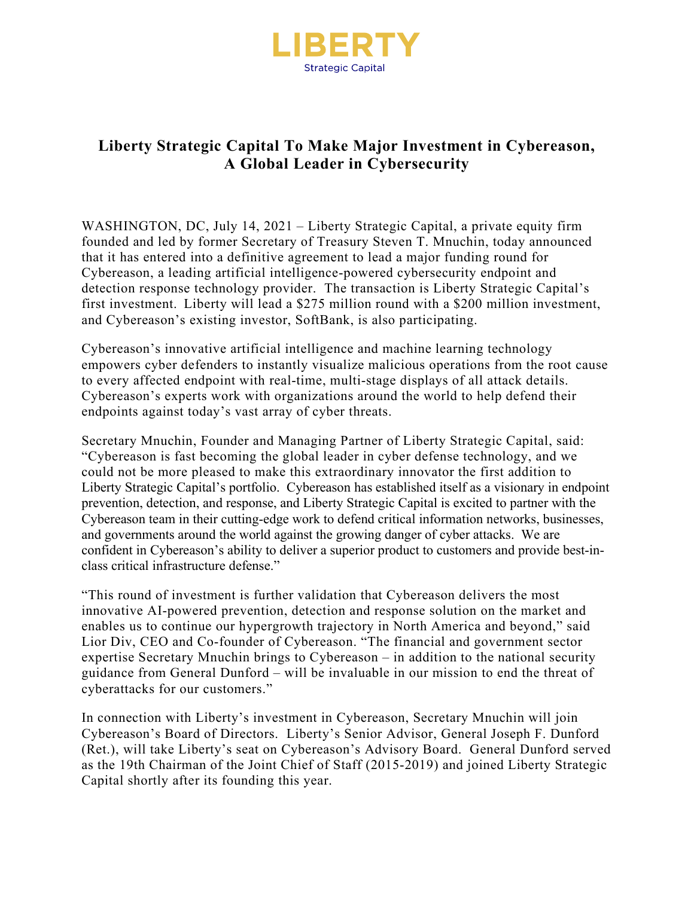LIBERTY

Strategic Capital

# Liberty Strategic Capital To Make Major Investment in Cybereason, A Global Leader in Cybersecurity

WASHINGTON, DC, July 14, 2021 – Liberty Strategic Capital, a private equity firm founded and led by former Secretary of Treasury Steven T. Mnuchin, today announced that it has entered into a definitive agreement to lead a major funding round for Cybereason, a leading artificial intelligence-powered cybersecurity endpoint and detection response technology provider. The transaction is Liberty Strategic Capital's first investment. Liberty will lead a $275 million round with a $200 million investment, and Cybereason's existing investor, SoftBank, is also participating.

Cybereason's innovative artificial intelligence and machine learning technology empowers cyber defenders to instantly visualize malicious operations from the root cause to every affected endpoint with real-time, multi-stage displays of all attack details. Cybereason's experts work with organizations around the world to help defend their endpoints against today's vast array of cyber threats.

Secretary Mnuchin, Founder and Managing Partner of Liberty Strategic Capital, said: "Cybereason is fast becoming the global leader in cyber defense technology, and we could not be more pleased to make this extraordinary innovator the first addition to Liberty Strategic Capital's portfolio. Cybereason has established itself as a visionary in endpoint prevention, detection, and response, and Liberty Strategic Capital is excited to partner with the Cybereason team in their cutting-edge work to defend critical information networks, businesses, and governments around the world against the growing danger of cyber attacks. We are confident in Cybereason's ability to deliver a superior product to customers and provide best-in-class critical infrastructure defense."

"This round of investment is further validation that Cybereason delivers the most innovative AI-powered prevention, detection and response solution on the market and enables us to continue our hypergrowth trajectory in North America and beyond," said Lior Div, CEO and Co-founder of Cybereason. "The financial and government sector expertise Secretary Mnuchin brings to Cybereason – in addition to the national security guidance from General Dunford – will be invaluable in our mission to end the threat of cyberattacks for our customers."

In connection with Liberty's investment in Cybereason, Secretary Mnuchin will join Cybereason's Board of Directors. Liberty's Senior Advisor, General Joseph F. Dunford (Ret.), will take Liberty's seat on Cybereason's Advisory Board. General Dunford served as the 19th Chairman of the Joint Chief of Staff (2015-2019) and joined Liberty Strategic Capital shortly after its founding this year.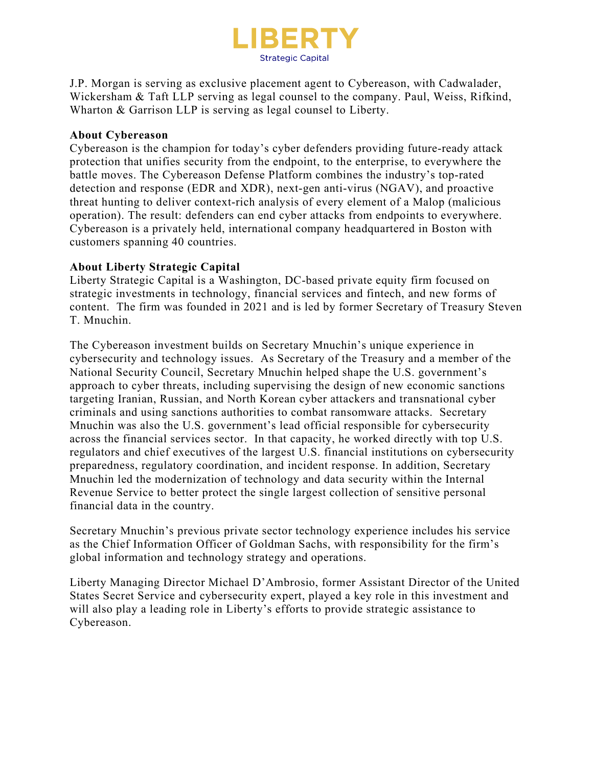J.P. Morgan is serving as exclusive placement agent to Cybereason, with Cadwalader, Wickersham & Taft LLP serving as legal counsel to the company. Paul, Weiss, Rifkind, Wharton & Garrison LLP is serving as legal counsel to Liberty.

**About Cybereason**

Cybereason is the champion for today's cyber defenders providing future-ready attack protection that unifies security from the endpoint, to the enterprise, to everywhere the battle moves. The Cybereason Defense Platform combines the industry's top-rated detection and response (EDR and XDR), next-gen anti-virus (NGAV), and proactive threat hunting to deliver context-rich analysis of every element of a Malop (malicious operation). The result: defenders can end cyber attacks from endpoints to everywhere. Cybereason is a privately held, international company headquartered in Boston with customers spanning 40 countries.

**About Liberty Strategic Capital**

Liberty Strategic Capital is a Washington, DC-based private equity firm focused on strategic investments in technology, financial services and fintech, and new forms of content. The firm was founded in 2021 and is led by former Secretary of Treasury Steven T. Mnuchin.

The Cybereason investment builds on Secretary Mnuchin's unique experience in cybersecurity and technology issues. As Secretary of the Treasury and a member of the National Security Council, Secretary Mnuchin helped shape the U.S. government's approach to cyber threats, including supervising the design of new economic sanctions targeting Iranian, Russian, and North Korean cyber attackers and transnational cyber criminals and using sanctions authorities to combat ransomware attacks. Secretary Mnuchin was also the U.S. government's lead official responsible for cybersecurity across the financial services sector. In that capacity, he worked directly with top U.S. regulators and chief executives of the largest U.S. financial institutions on cybersecurity preparedness, regulatory coordination, and incident response. In addition, Secretary Mnuchin led the modernization of technology and data security within the Internal Revenue Service to better protect the single largest collection of sensitive personal financial data in the country.

Secretary Mnuchin's previous private sector technology experience includes his service as the Chief Information Officer of Goldman Sachs, with responsibility for the firm's global information and technology strategy and operations.

Liberty Managing Director Michael D'Ambrosio, former Assistant Director of the United States Secret Service and cybersecurity expert, played a key role in this investment and will also play a leading role in Liberty's efforts to provide strategic assistance to Cybereason.